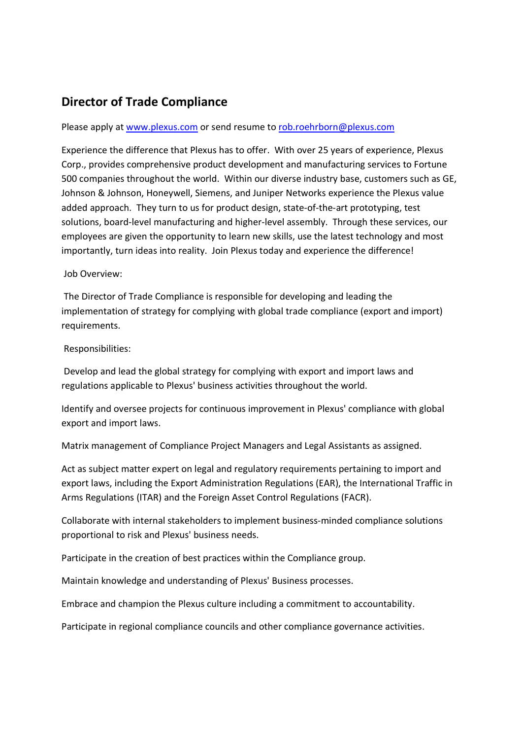## Director of Trade Compliance

Please apply at www.plexus.com or send resume to rob.roehrborn@plexus.com

Experience the difference that Plexus has to offer. With over 25 years of experience, Plexus Corp., provides comprehensive product development and manufacturing services to Fortune 500 companies throughout the world. Within our diverse industry base, customers such as GE, Johnson & Johnson, Honeywell, Siemens, and Juniper Networks experience the Plexus value added approach. They turn to us for product design, state-of-the-art prototyping, test solutions, board-level manufacturing and higher-level assembly. Through these services, our employees are given the opportunity to learn new skills, use the latest technology and most importantly, turn ideas into reality. Join Plexus today and experience the difference!

Job Overview:

The Director of Trade Compliance is responsible for developing and leading the implementation of strategy for complying with global trade compliance (export and import) requirements.

Responsibilities:

Develop and lead the global strategy for complying with export and import laws and regulations applicable to Plexus' business activities throughout the world.

Identify and oversee projects for continuous improvement in Plexus' compliance with global export and import laws.

Matrix management of Compliance Project Managers and Legal Assistants as assigned.

Act as subject matter expert on legal and regulatory requirements pertaining to import and export laws, including the Export Administration Regulations (EAR), the International Traffic in Arms Regulations (ITAR) and the Foreign Asset Control Regulations (FACR).

Collaborate with internal stakeholders to implement business-minded compliance solutions proportional to risk and Plexus' business needs.

Participate in the creation of best practices within the Compliance group.

Maintain knowledge and understanding of Plexus' Business processes.

Embrace and champion the Plexus culture including a commitment to accountability.

Participate in regional compliance councils and other compliance governance activities.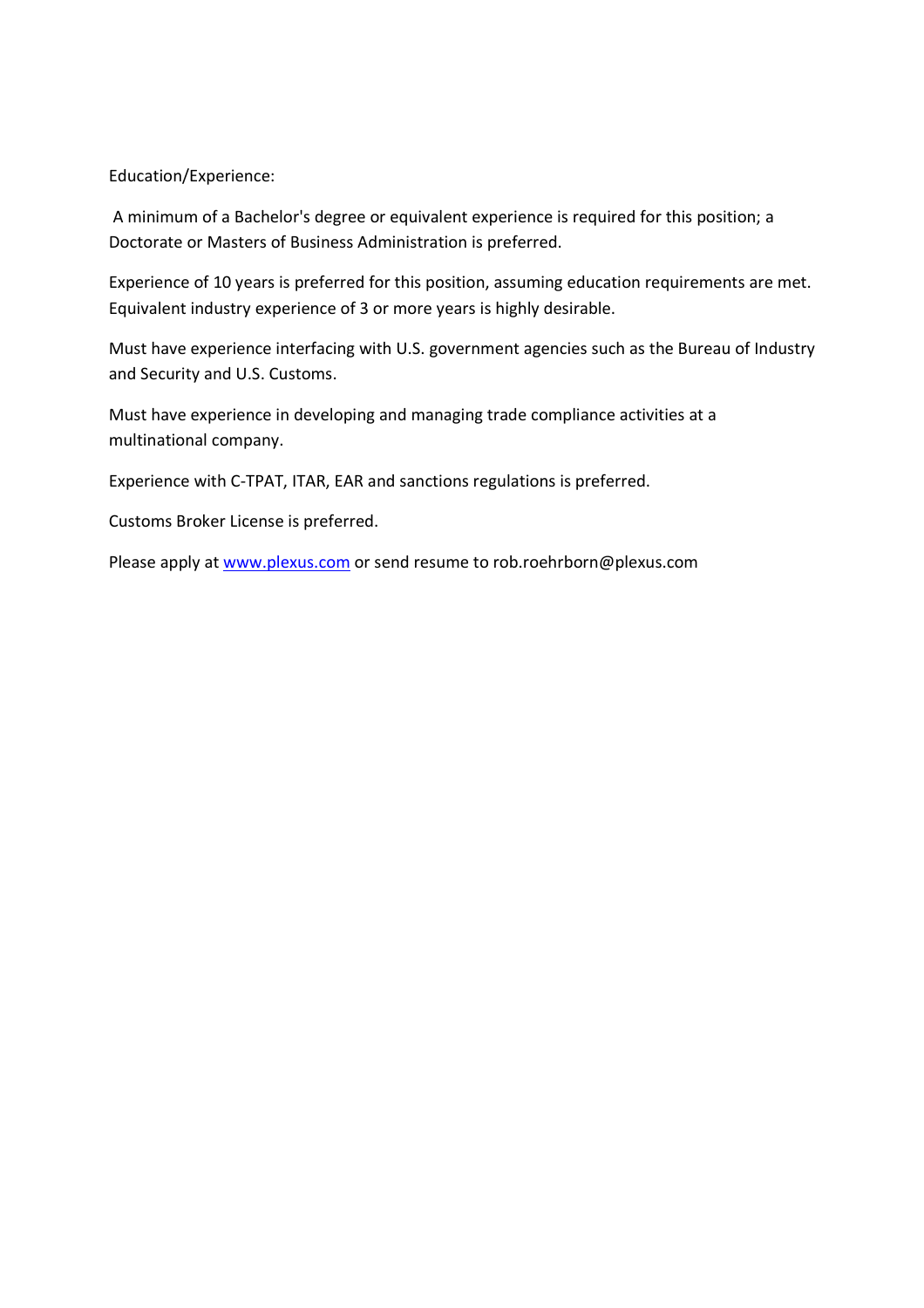Education/Experience:

A minimum of a Bachelor's degree or equivalent experience is required for this position; a Doctorate or Masters of Business Administration is preferred.

Experience of 10 years is preferred for this position, assuming education requirements are met. Equivalent industry experience of 3 or more years is highly desirable.

Must have experience interfacing with U.S. government agencies such as the Bureau of Industry and Security and U.S. Customs.

Must have experience in developing and managing trade compliance activities at a multinational company.

Experience with C-TPAT, ITAR, EAR and sanctions regulations is preferred.

Customs Broker License is preferred.

Please apply at [www.plexus.com](http://www.plexus.com) or send resume to rob.roehrborn@plexus.com